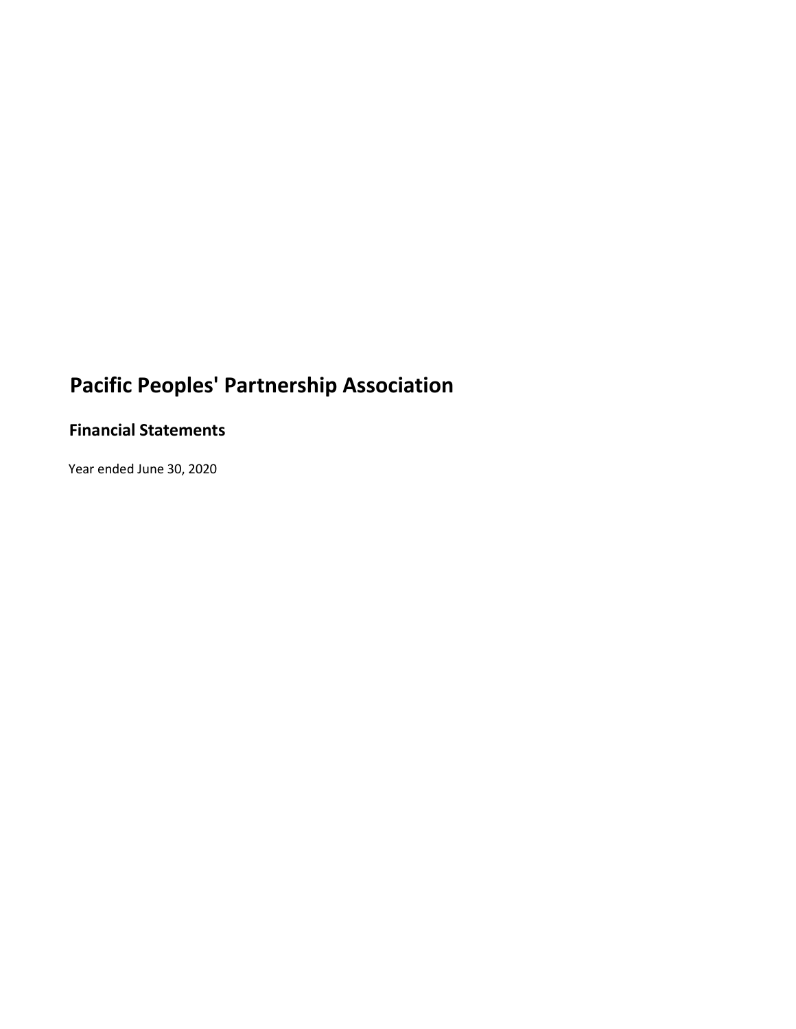# Pacific Peoples' Partnership Association

## Financial Statements

Year ended June 30, 2020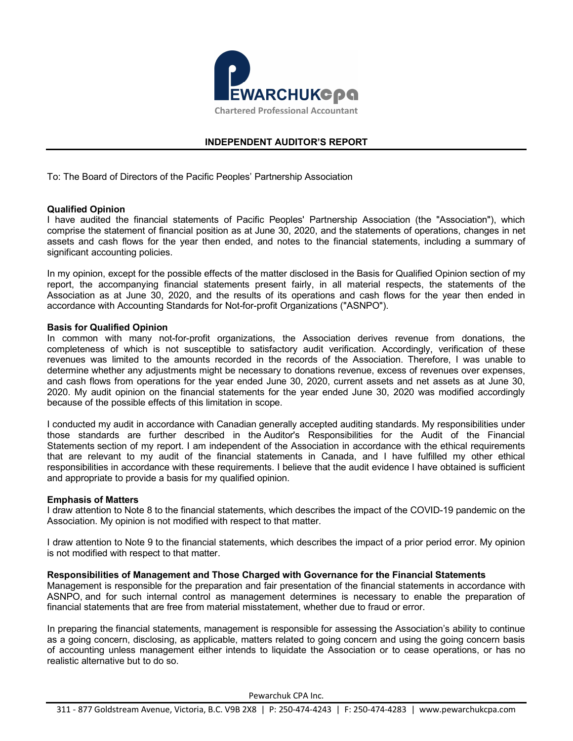# INDEPENDENT AUDITOR'S REPORT

To: The Board of Directors of the Pacific Peoples' Partnership Association

**Qualified Opinion**

I have audited the financial statements of Pacific Peoples' Partnership Association (the "Association"), which comprise the statement of financial position as at June 30, 2020, and the statements of operations, changes in net assets and cash flows for the year then ended, and notes to the financial statements, including a summary of significant accounting policies.

In my opinion, except for the possible effects of the matter disclosed in the Basis for Qualified Opinion section of my report, the accompanying financial statements present fairly, in all material respects, the statements of the Association as at June 30, 2020, and the results of its operations and cash flows for the year then ended in accordance with Accounting Standards for Not-for-profit Organizations ("ASNPO").

**Basis for Qualified Opinion**

In common with many not-for-profit organizations, the Association derives revenue from donations, the completeness of which is not susceptible to satisfactory audit verification. Accordingly, verification of these revenues was limited to the amounts recorded in the records of the Association. Therefore, I was unable to determine whether any adjustments might be necessary to donations revenue, excess of revenues over expenses, and cash flows from operations for the year ended June 30, 2020, current assets and net assets as at June 30, 2020. My audit opinion on the financial statements for the year ended June 30, 2020 was modified accordingly because of the possible effects of this limitation in scope.

I conducted my audit in accordance with Canadian generally accepted auditing standards. My responsibilities under those standards are further described in the Auditor's Responsibilities for the Audit of the Financial Statements section of my report. I am independent of the Association in accordance with the ethical requirements that are relevant to my audit of the financial statements in Canada, and I have fulfilled my other ethical responsibilities in accordance with these requirements. I believe that the audit evidence I have obtained is sufficient and appropriate to provide a basis for my qualified opinion.

**Emphasis of Matters**

I draw attention to Note 8 to the financial statements, which describes the impact of the COVID-19 pandemic on the Association. My opinion is not modified with respect to that matter.

I draw attention to Note 9 to the financial statements, which describes the impact of a prior period error. My opinion is not modified with respect to that matter.

**Responsibilities of Management and Those Charged with Governance for the Financial Statements**

Management is responsible for the preparation and fair presentation of the financial statements in accordance with ASNPO, and for such internal control as management determines is necessary to enable the preparation of financial statements that are free from material misstatement, whether due to fraud or error.

In preparing the financial statements, management is responsible for assessing the Association's ability to continue as a going concern, disclosing, as applicable, matters related to going concern and using the going concern basis of accounting unless management either intends to liquidate the Association or to cease operations, or has no realistic alternative but to do so.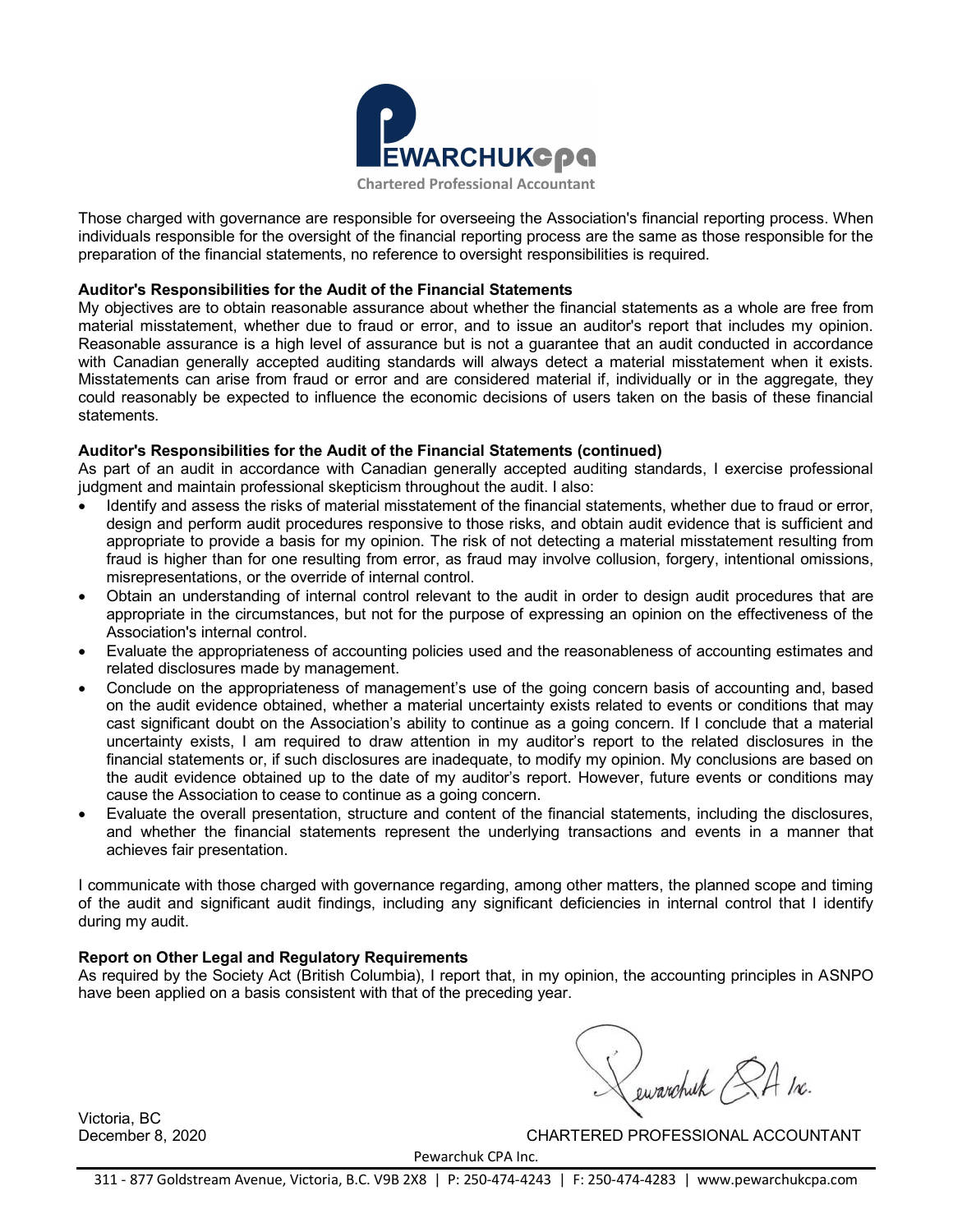Those charged with governance are responsible for overseeing the Association's financial reporting process. When individuals responsible for the oversight of the financial reporting process are the same as those responsible for the preparation of the financial statements, no reference to oversight responsibilities is required.

**Auditor's Responsibilities for the Audit of the Financial Statements**

My objectives are to obtain reasonable assurance about whether the financial statements as a whole are free from material misstatement, whether due to fraud or error, and to issue an auditor's report that includes my opinion. Reasonable assurance is a high level of assurance but is not a guarantee that an audit conducted in accordance with Canadian generally accepted auditing standards will always detect a material misstatement when it exists. Misstatements can arise from fraud or error and are considered material if, individually or in the aggregate, they could reasonably be expected to influence the economic decisions of users taken on the basis of these financial statements.

**Auditor's Responsibilities for the Audit of the Financial Statements (continued)**

As part of an audit in accordance with Canadian generally accepted auditing standards, I exercise professional judgment and maintain professional skepticism throughout the audit. I also:

- Identify and assess the risks of material misstatement of the financial statements, whether due to fraud or error, design and perform audit procedures responsive to those risks, and obtain audit evidence that is sufficient and appropriate to provide a basis for my opinion. The risk of not detecting a material misstatement resulting from fraud is higher than for one resulting from error, as fraud may involve collusion, forgery, intentional omissions, misrepresentations, or the override of internal control.
- Obtain an understanding of internal control relevant to the audit in order to design audit procedures that are appropriate in the circumstances, but not for the purpose of expressing an opinion on the effectiveness of the Association's internal control.
- Evaluate the appropriateness of accounting policies used and the reasonableness of accounting estimates and related disclosures made by management.
- Conclude on the appropriateness of management's use of the going concern basis of accounting and, based on the audit evidence obtained, whether a material uncertainty exists related to events or conditions that may cast significant doubt on the Association's ability to continue as a going concern. If I conclude that a material uncertainty exists, I am required to draw attention in my auditor's report to the related disclosures in the financial statements or, if such disclosures are inadequate, to modify my opinion. My conclusions are based on the audit evidence obtained up to the date of my auditor's report. However, future events or conditions may cause the Association to cease to continue as a going concern.
- Evaluate the overall presentation, structure and content of the financial statements, including the disclosures, and whether the financial statements represent the underlying transactions and events in a manner that achieves fair presentation.

I communicate with those charged with governance regarding, among other matters, the planned scope and timing of the audit and significant audit findings, including any significant deficiencies in internal control that I identify during my audit.

**Report on Other Legal and Regulatory Requirements**

As required by the Society Act (British Columbia), I report that, in my opinion, the accounting principles in ASNPO have been applied on a basis consistent with that of the preceding year.

Pewarchuk CPA Inc.

Victoria, BC
December 8, 2020

CHARTERED PROFESSIONAL ACCOUNTANT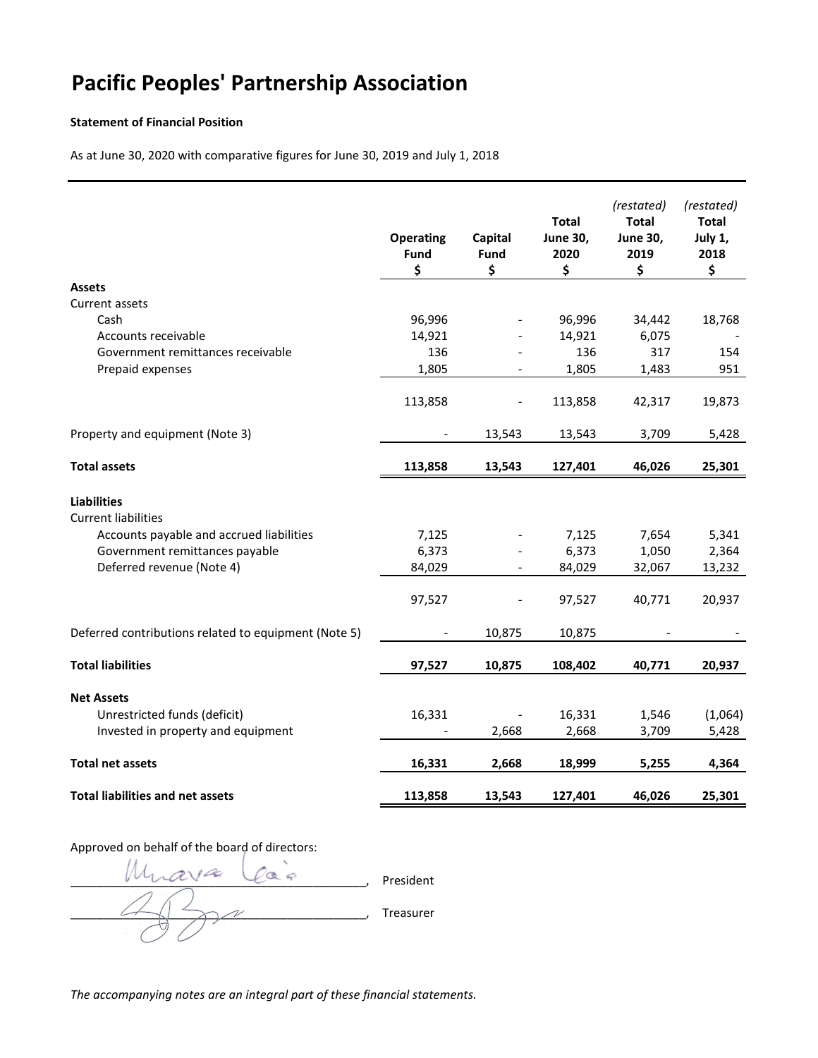# Pacific Peoples' Partnership Association

**Statement of Financial Position**

As at June 30, 2020 with comparative figures for June 30, 2019 and July 1, 2018

| | Operating Fund $ | Capital Fund $ | Total June 30, 2020 $ | *(restated)* Total June 30, 2019 $ | *(restated)* Total July 1, 2018 $ |
|---|---|---|---|---|---|
| **Assets** | | | | | |
| Current assets | | | | | |
| Cash | 96,996 | - | 96,996 | 34,442 | 18,768 |
| Accounts receivable | 14,921 | - | 14,921 | 6,075 | - |
| Government remittances receivable | 136 | - | 136 | 317 | 154 |
| Prepaid expenses | 1,805 | - | 1,805 | 1,483 | 951 |
| | 113,858 | - | 113,858 | 42,317 | 19,873 |
| Property and equipment (Note 3) | - | 13,543 | 13,543 | 3,709 | 5,428 |
| **Total assets** | **113,858** | **13,543** | **127,401** | **46,026** | **25,301** |
| **Liabilities** | | | | | |
| Current liabilities | | | | | |
| Accounts payable and accrued liabilities | 7,125 | - | 7,125 | 7,654 | 5,341 |
| Government remittances payable | 6,373 | - | 6,373 | 1,050 | 2,364 |
| Deferred revenue (Note 4) | 84,029 | - | 84,029 | 32,067 | 13,232 |
| | 97,527 | - | 97,527 | 40,771 | 20,937 |
| Deferred contributions related to equipment (Note 5) | - | 10,875 | 10,875 | - | - |
| **Total liabilities** | **97,527** | **10,875** | **108,402** | **40,771** | **20,937** |
| **Net Assets** | | | | | |
| Unrestricted funds (deficit) | 16,331 | - | 16,331 | 1,546 | (1,064) |
| Invested in property and equipment | - | 2,668 | 2,668 | 3,709 | 5,428 |
| **Total net assets** | **16,331** | **2,668** | **18,999** | **5,255** | **4,364** |
| **Total liabilities and net assets** | **113,858** | **13,543** | **127,401** | **46,026** | **25,301** |

Approved on behalf of the board of directors:

_______________________________, President

_______________________________, Treasurer

*The accompanying notes are an integral part of these financial statements.*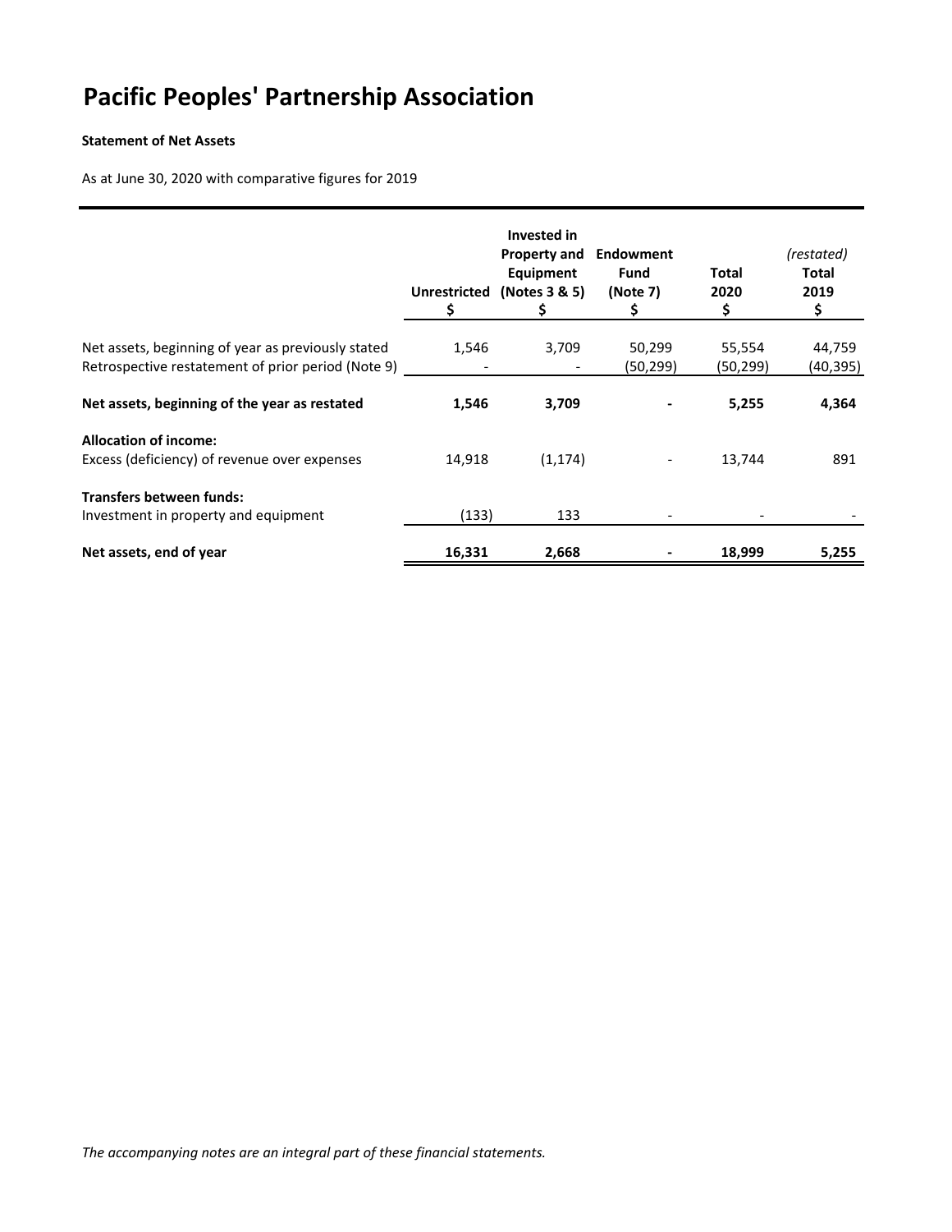# Pacific Peoples' Partnership Association

**Statement of Net Assets**

As at June 30, 2020 with comparative figures for 2019

| | Unrestricted<br>$ | Invested in Property and Equipment (Notes 3 & 5)<br>$ | Endowment Fund (Note 7)<br>$ | Total 2020<br>$ | *(restated)* Total 2019<br>$ |
|---|---|---|---|---|---|
| Net assets, beginning of year as previously stated | 1,546 | 3,709 | 50,299 | 55,554 | 44,759 |
| Retrospective restatement of prior period (Note 9) | - | - | (50,299) | (50,299) | (40,395) |
| **Net assets, beginning of the year as restated** | **1,546** | **3,709** | **-** | **5,255** | **4,364** |
| **Allocation of income:** | | | | | |
| Excess (deficiency) of revenue over expenses | 14,918 | (1,174) | - | 13,744 | 891 |
| **Transfers between funds:** | | | | | |
| Investment in property and equipment | (133) | 133 | - | - | - |
| **Net assets, end of year** | **16,331** | **2,668** | **-** | **18,999** | **5,255** |

*The accompanying notes are an integral part of these financial statements.*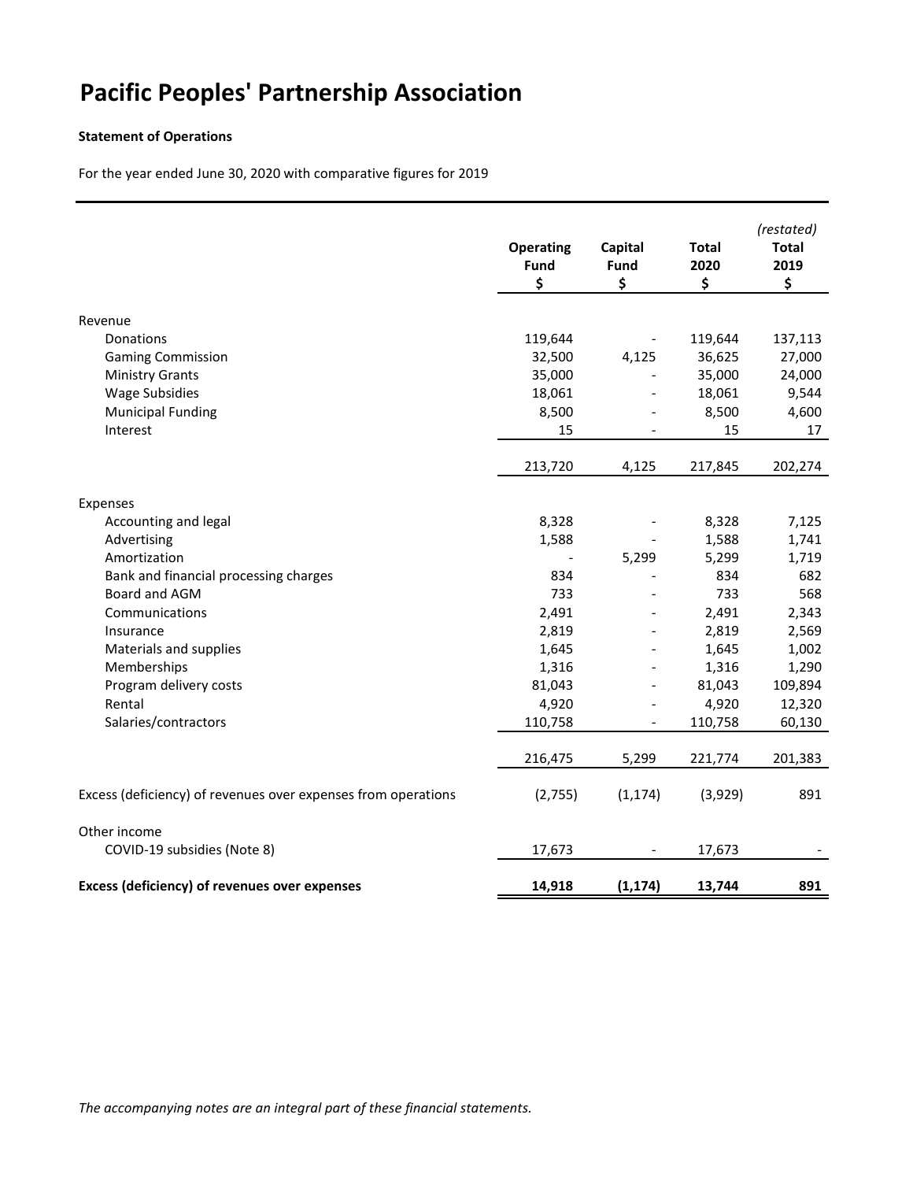# Pacific Peoples' Partnership Association

**Statement of Operations**

For the year ended June 30, 2020 with comparative figures for 2019

| | Operating Fund $ | Capital Fund $ | Total 2020 $ | (restated) Total 2019 $ |
|---|---|---|---|---|
| Revenue | | | | |
| Donations | 119,644 | - | 119,644 | 137,113 |
| Gaming Commission | 32,500 | 4,125 | 36,625 | 27,000 |
| Ministry Grants | 35,000 | - | 35,000 | 24,000 |
| Wage Subsidies | 18,061 | - | 18,061 | 9,544 |
| Municipal Funding | 8,500 | - | 8,500 | 4,600 |
| Interest | 15 | - | 15 | 17 |
| | 213,720 | 4,125 | 217,845 | 202,274 |
| Expenses | | | | |
| Accounting and legal | 8,328 | - | 8,328 | 7,125 |
| Advertising | 1,588 | - | 1,588 | 1,741 |
| Amortization | - | 5,299 | 5,299 | 1,719 |
| Bank and financial processing charges | 834 | - | 834 | 682 |
| Board and AGM | 733 | - | 733 | 568 |
| Communications | 2,491 | - | 2,491 | 2,343 |
| Insurance | 2,819 | - | 2,819 | 2,569 |
| Materials and supplies | 1,645 | - | 1,645 | 1,002 |
| Memberships | 1,316 | - | 1,316 | 1,290 |
| Program delivery costs | 81,043 | - | 81,043 | 109,894 |
| Rental | 4,920 | - | 4,920 | 12,320 |
| Salaries/contractors | 110,758 | - | 110,758 | 60,130 |
| | 216,475 | 5,299 | 221,774 | 201,383 |
| Excess (deficiency) of revenues over expenses from operations | (2,755) | (1,174) | (3,929) | 891 |
| Other income | | | | |
| COVID-19 subsidies (Note 8) | 17,673 | - | 17,673 | - |
| **Excess (deficiency) of revenues over expenses** | **14,918** | **(1,174)** | **13,744** | **891** |

*The accompanying notes are an integral part of these financial statements.*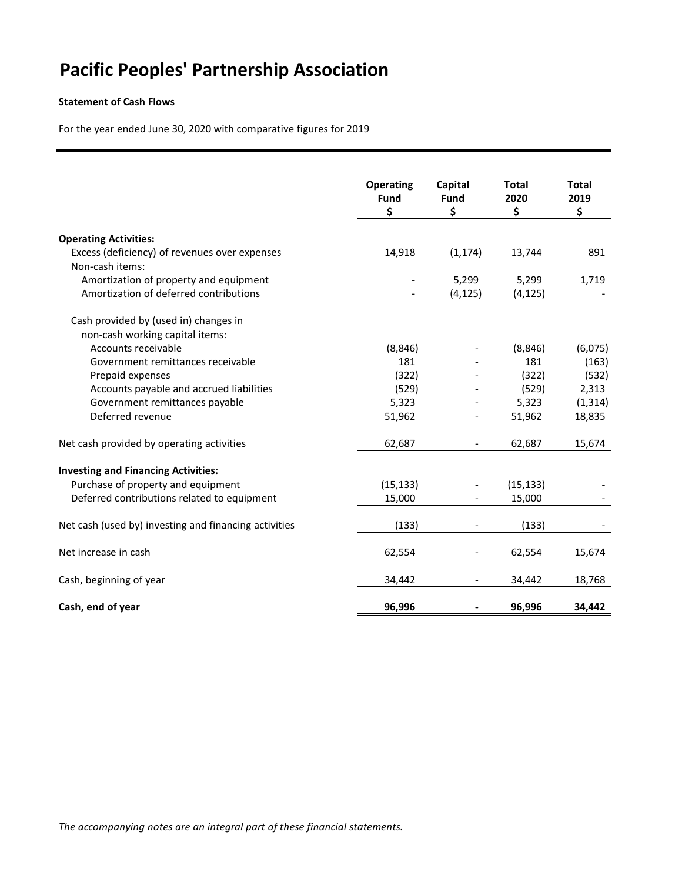# Pacific Peoples' Partnership Association

**Statement of Cash Flows**

For the year ended June 30, 2020 with comparative figures for 2019

| | Operating Fund $ | Capital Fund $ | Total 2020 $ | Total 2019 $ |
|---|---|---|---|---|
| **Operating Activities:** | | | | |
| Excess (deficiency) of revenues over expenses | 14,918 | (1,174) | 13,744 | 891 |
| Non-cash items: | | | | |
| Amortization of property and equipment | - | 5,299 | 5,299 | 1,719 |
| Amortization of deferred contributions | - | (4,125) | (4,125) | - |
| Cash provided by (used in) changes in non-cash working capital items: | | | | |
| Accounts receivable | (8,846) | - | (8,846) | (6,075) |
| Government remittances receivable | 181 | - | 181 | (163) |
| Prepaid expenses | (322) | - | (322) | (532) |
| Accounts payable and accrued liabilities | (529) | - | (529) | 2,313 |
| Government remittances payable | 5,323 | - | 5,323 | (1,314) |
| Deferred revenue | 51,962 | - | 51,962 | 18,835 |
| Net cash provided by operating activities | 62,687 | - | 62,687 | 15,674 |
| **Investing and Financing Activities:** | | | | |
| Purchase of property and equipment | (15,133) | - | (15,133) | - |
| Deferred contributions related to equipment | 15,000 | - | 15,000 | - |
| Net cash (used by) investing and financing activities | (133) | - | (133) | - |
| Net increase in cash | 62,554 | - | 62,554 | 15,674 |
| Cash, beginning of year | 34,442 | - | 34,442 | 18,768 |
| **Cash, end of year** | **96,996** | **-** | **96,996** | **34,442** |

*The accompanying notes are an integral part of these financial statements.*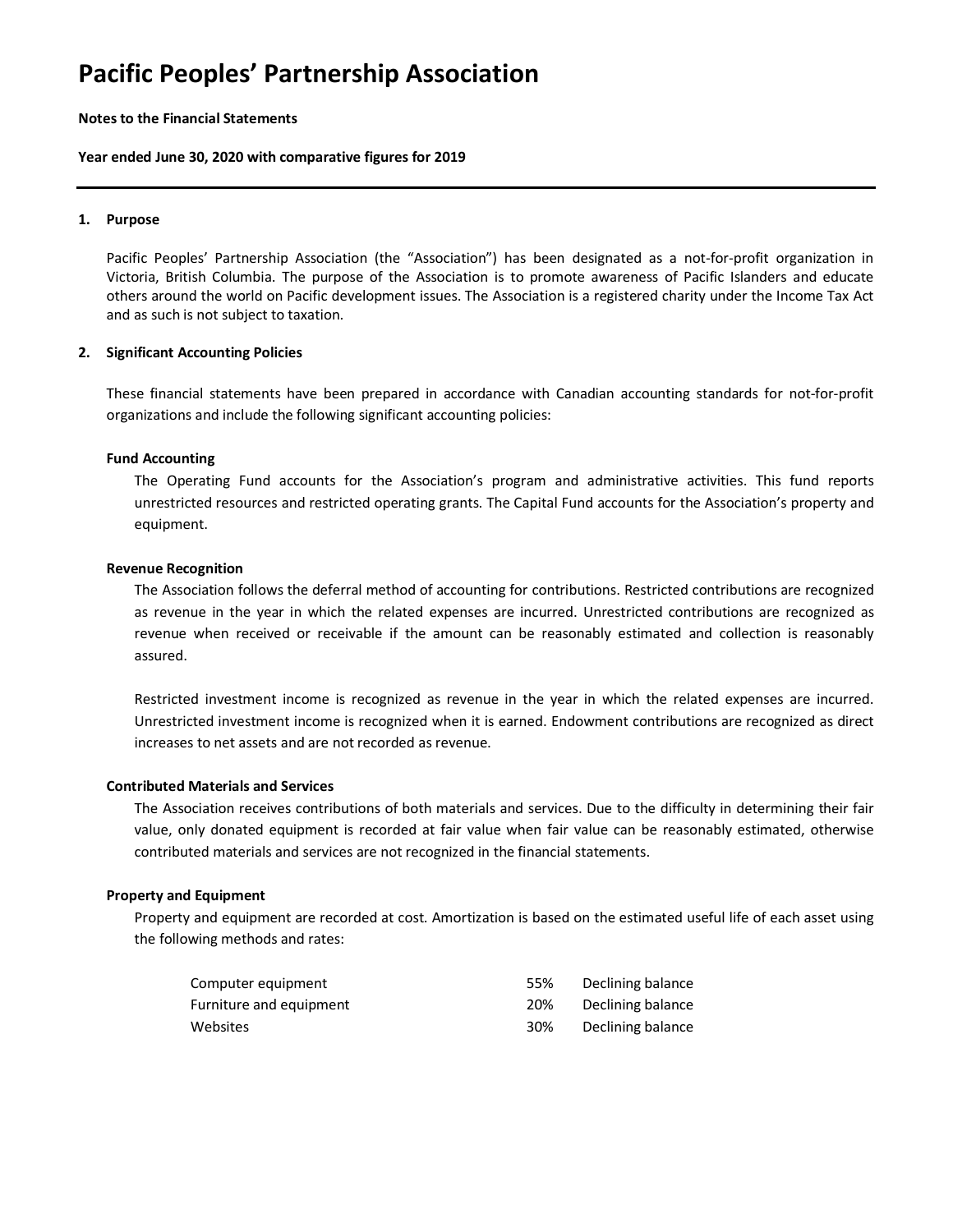# Pacific Peoples' Partnership Association

**Notes to the Financial Statements**

**Year ended June 30, 2020 with comparative figures for 2019**

---

## 1. Purpose

Pacific Peoples' Partnership Association (the "Association") has been designated as a not-for-profit organization in Victoria, British Columbia. The purpose of the Association is to promote awareness of Pacific Islanders and educate others around the world on Pacific development issues. The Association is a registered charity under the Income Tax Act and as such is not subject to taxation.

## 2. Significant Accounting Policies

These financial statements have been prepared in accordance with Canadian accounting standards for not-for-profit organizations and include the following significant accounting policies:

### Fund Accounting

The Operating Fund accounts for the Association's program and administrative activities. This fund reports unrestricted resources and restricted operating grants. The Capital Fund accounts for the Association's property and equipment.

### Revenue Recognition

The Association follows the deferral method of accounting for contributions. Restricted contributions are recognized as revenue in the year in which the related expenses are incurred. Unrestricted contributions are recognized as revenue when received or receivable if the amount can be reasonably estimated and collection is reasonably assured.

Restricted investment income is recognized as revenue in the year in which the related expenses are incurred. Unrestricted investment income is recognized when it is earned. Endowment contributions are recognized as direct increases to net assets and are not recorded as revenue.

### Contributed Materials and Services

The Association receives contributions of both materials and services. Due to the difficulty in determining their fair value, only donated equipment is recorded at fair value when fair value can be reasonably estimated, otherwise contributed materials and services are not recognized in the financial statements.

### Property and Equipment

Property and equipment are recorded at cost. Amortization is based on the estimated useful life of each asset using the following methods and rates:

| | | |
|---|---|---|
| Computer equipment | 55% | Declining balance |
| Furniture and equipment | 20% | Declining balance |
| Websites | 30% | Declining balance |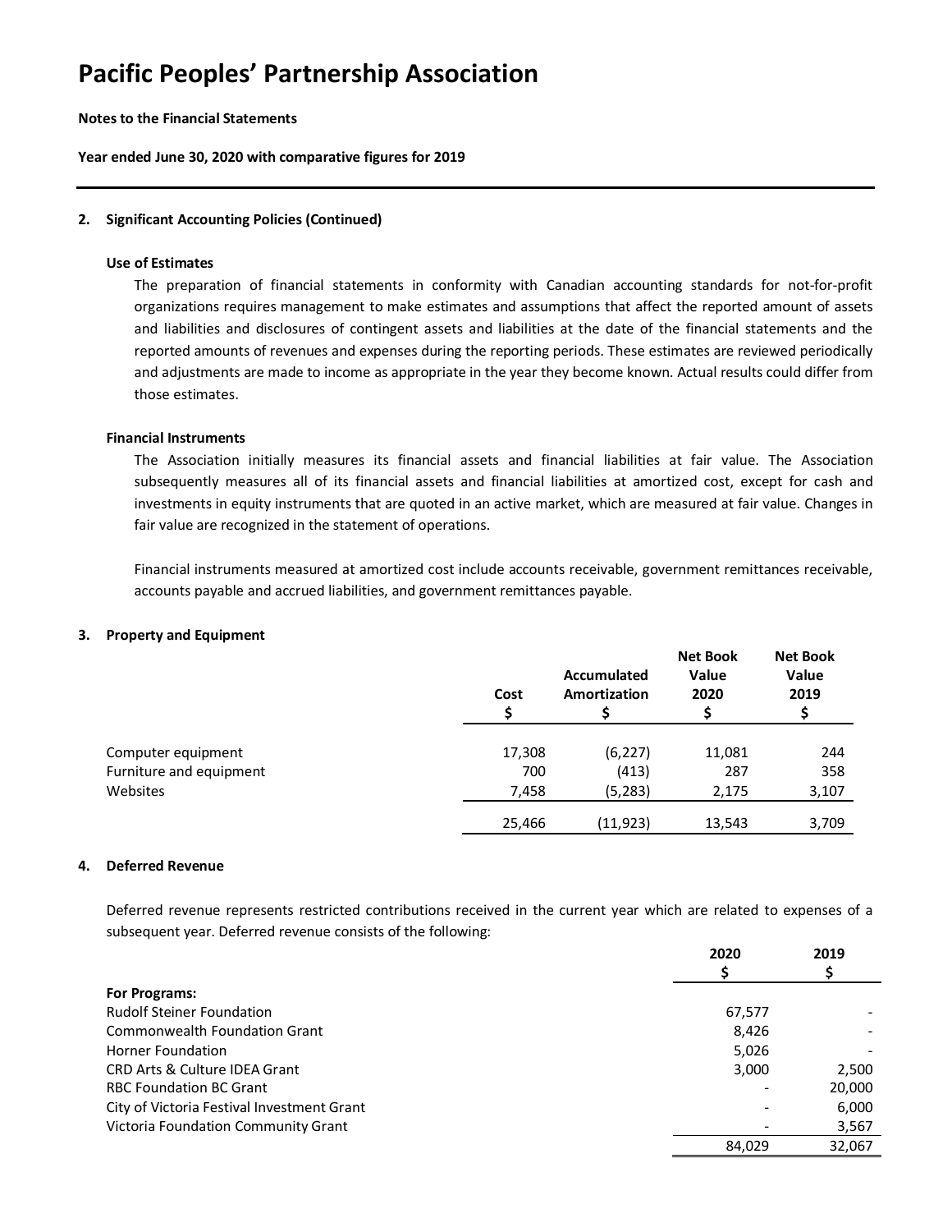# Pacific Peoples' Partnership Association

**Notes to the Financial Statements**

**Year ended June 30, 2020 with comparative figures for 2019**

## 2. Significant Accounting Policies (Continued)

### Use of Estimates

The preparation of financial statements in conformity with Canadian accounting standards for not-for-profit organizations requires management to make estimates and assumptions that affect the reported amount of assets and liabilities and disclosures of contingent assets and liabilities at the date of the financial statements and the reported amounts of revenues and expenses during the reporting periods. These estimates are reviewed periodically and adjustments are made to income as appropriate in the year they become known. Actual results could differ from those estimates.

### Financial Instruments

The Association initially measures its financial assets and financial liabilities at fair value. The Association subsequently measures all of its financial assets and financial liabilities at amortized cost, except for cash and investments in equity instruments that are quoted in an active market, which are measured at fair value. Changes in fair value are recognized in the statement of operations.

Financial instruments measured at amortized cost include accounts receivable, government remittances receivable, accounts payable and accrued liabilities, and government remittances payable.

## 3. Property and Equipment

| | Cost<br>$ | Accumulated Amortization<br>$ | Net Book Value 2020<br>$ | Net Book Value 2019<br>$ |
|---|---|---|---|---|
| Computer equipment | 17,308 | (6,227) | 11,081 | 244 |
| Furniture and equipment | 700 | (413) | 287 | 358 |
| Websites | 7,458 | (5,283) | 2,175 | 3,107 |
| | 25,466 | (11,923) | 13,543 | 3,709 |

## 4. Deferred Revenue

Deferred revenue represents restricted contributions received in the current year which are related to expenses of a subsequent year. Deferred revenue consists of the following:

| | 2020<br>$ | 2019<br>$ |
|---|---|---|
| **For Programs:** | | |
| Rudolf Steiner Foundation | 67,577 | - |
| Commonwealth Foundation Grant | 8,426 | - |
| Horner Foundation | 5,026 | - |
| CRD Arts & Culture IDEA Grant | 3,000 | 2,500 |
| RBC Foundation BC Grant | - | 20,000 |
| City of Victoria Festival Investment Grant | - | 6,000 |
| Victoria Foundation Community Grant | - | 3,567 |
| | 84,029 | 32,067 |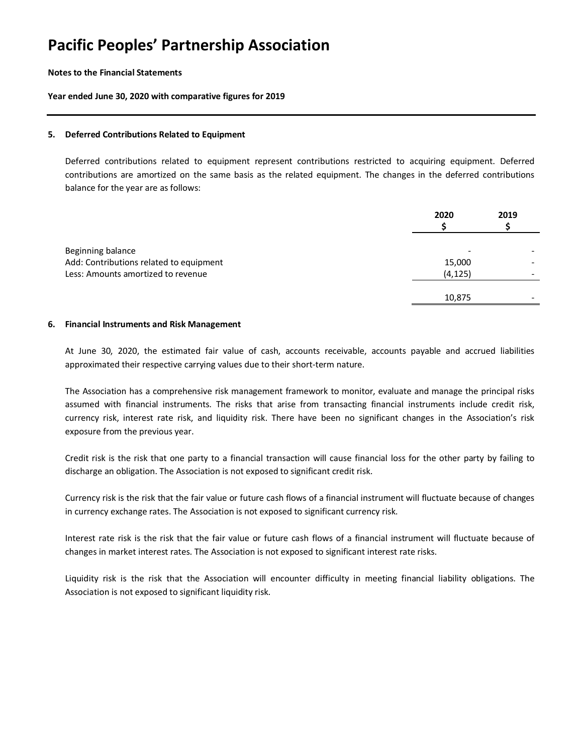# Pacific Peoples' Partnership Association

**Notes to the Financial Statements**

**Year ended June 30, 2020 with comparative figures for 2019**

## 5. Deferred Contributions Related to Equipment

Deferred contributions related to equipment represent contributions restricted to acquiring equipment. Deferred contributions are amortized on the same basis as the related equipment. The changes in the deferred contributions balance for the year are as follows:

| | 2020<br>$ | 2019<br>$ |
|---|---|---|
| Beginning balance | - | - |
| Add: Contributions related to equipment | 15,000 | - |
| Less: Amounts amortized to revenue | (4,125) | - |
| | 10,875 | - |

## 6. Financial Instruments and Risk Management

At June 30, 2020, the estimated fair value of cash, accounts receivable, accounts payable and accrued liabilities approximated their respective carrying values due to their short-term nature.

The Association has a comprehensive risk management framework to monitor, evaluate and manage the principal risks assumed with financial instruments. The risks that arise from transacting financial instruments include credit risk, currency risk, interest rate risk, and liquidity risk. There have been no significant changes in the Association's risk exposure from the previous year.

Credit risk is the risk that one party to a financial transaction will cause financial loss for the other party by failing to discharge an obligation. The Association is not exposed to significant credit risk.

Currency risk is the risk that the fair value or future cash flows of a financial instrument will fluctuate because of changes in currency exchange rates. The Association is not exposed to significant currency risk.

Interest rate risk is the risk that the fair value or future cash flows of a financial instrument will fluctuate because of changes in market interest rates. The Association is not exposed to significant interest rate risks.

Liquidity risk is the risk that the Association will encounter difficulty in meeting financial liability obligations. The Association is not exposed to significant liquidity risk.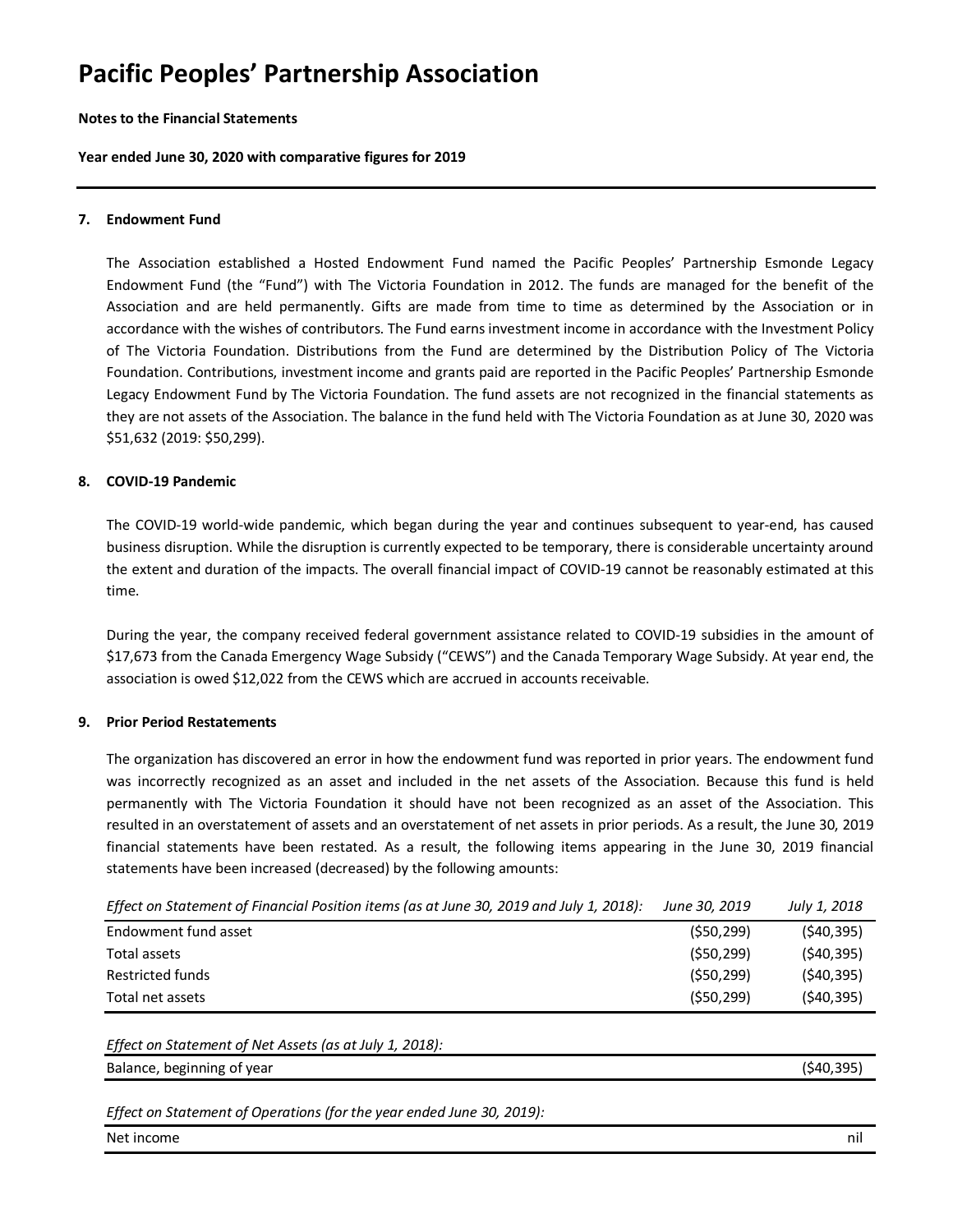# Pacific Peoples' Partnership Association

**Notes to the Financial Statements**

**Year ended June 30, 2020 with comparative figures for 2019**

## 7. Endowment Fund

The Association established a Hosted Endowment Fund named the Pacific Peoples' Partnership Esmonde Legacy Endowment Fund (the "Fund") with The Victoria Foundation in 2012. The funds are managed for the benefit of the Association and are held permanently. Gifts are made from time to time as determined by the Association or in accordance with the wishes of contributors. The Fund earns investment income in accordance with the Investment Policy of The Victoria Foundation. Distributions from the Fund are determined by the Distribution Policy of The Victoria Foundation. Contributions, investment income and grants paid are reported in the Pacific Peoples' Partnership Esmonde Legacy Endowment Fund by The Victoria Foundation. The fund assets are not recognized in the financial statements as they are not assets of the Association. The balance in the fund held with The Victoria Foundation as at June 30, 2020 was $51,632 (2019: $50,299).

## 8. COVID-19 Pandemic

The COVID-19 world-wide pandemic, which began during the year and continues subsequent to year-end, has caused business disruption. While the disruption is currently expected to be temporary, there is considerable uncertainty around the extent and duration of the impacts. The overall financial impact of COVID-19 cannot be reasonably estimated at this time.

During the year, the company received federal government assistance related to COVID-19 subsidies in the amount of $17,673 from the Canada Emergency Wage Subsidy ("CEWS") and the Canada Temporary Wage Subsidy. At year end, the association is owed $12,022 from the CEWS which are accrued in accounts receivable.

## 9. Prior Period Restatements

The organization has discovered an error in how the endowment fund was reported in prior years. The endowment fund was incorrectly recognized as an asset and included in the net assets of the Association. Because this fund is held permanently with The Victoria Foundation it should have not been recognized as an asset of the Association. This resulted in an overstatement of assets and an overstatement of net assets in prior periods. As a result, the June 30, 2019 financial statements have been restated. As a result, the following items appearing in the June 30, 2019 financial statements have been increased (decreased) by the following amounts:

| *Effect on Statement of Financial Position items (as at June 30, 2019 and July 1, 2018):* | *June 30, 2019* | *July 1, 2018* |
|---|---|---|
| Endowment fund asset | ($50,299) | ($40,395) |
| Total assets | ($50,299) | ($40,395) |
| Restricted funds | ($50,299) | ($40,395) |
| Total net assets | ($50,299) | ($40,395) |

| *Effect on Statement of Net Assets (as at July 1, 2018):* | |
|---|---|
| Balance, beginning of year | ($40,395) |

| *Effect on Statement of Operations (for the year ended June 30, 2019):* | |
|---|---|
| Net income | nil |